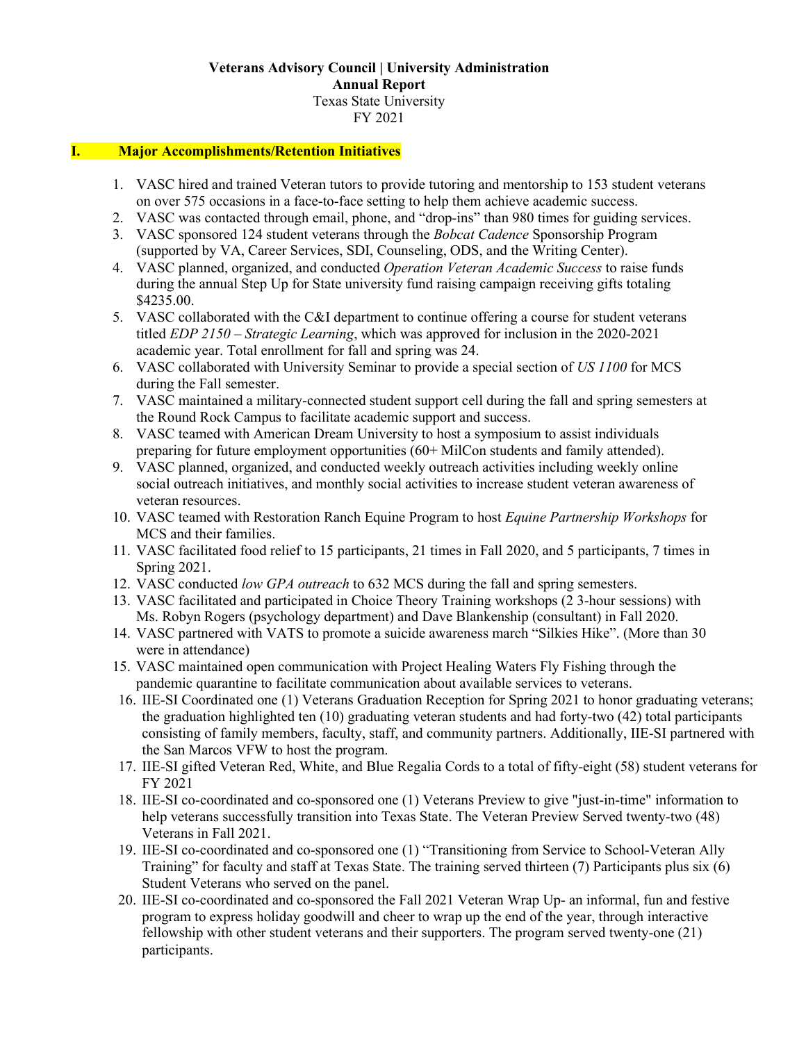**Veterans Advisory Council | University Administration**
**Annual Report**
Texas State University
FY 2021

## I. Major Accomplishments/Retention Initiatives

1. VASC hired and trained Veteran tutors to provide tutoring and mentorship to 153 student veterans on over 575 occasions in a face-to-face setting to help them achieve academic success.
2. VASC was contacted through email, phone, and "drop-ins" than 980 times for guiding services.
3. VASC sponsored 124 student veterans through the *Bobcat Cadence* Sponsorship Program (supported by VA, Career Services, SDI, Counseling, ODS, and the Writing Center).
4. VASC planned, organized, and conducted *Operation Veteran Academic Success* to raise funds during the annual Step Up for State university fund raising campaign receiving gifts totaling $4235.00.
5. VASC collaborated with the C&I department to continue offering a course for student veterans titled *EDP 2150 – Strategic Learning*, which was approved for inclusion in the 2020-2021 academic year. Total enrollment for fall and spring was 24.
6. VASC collaborated with University Seminar to provide a special section of *US 1100* for MCS during the Fall semester.
7. VASC maintained a military-connected student support cell during the fall and spring semesters at the Round Rock Campus to facilitate academic support and success.
8. VASC teamed with American Dream University to host a symposium to assist individuals preparing for future employment opportunities (60+ MilCon students and family attended).
9. VASC planned, organized, and conducted weekly outreach activities including weekly online social outreach initiatives, and monthly social activities to increase student veteran awareness of veteran resources.
10. VASC teamed with Restoration Ranch Equine Program to host *Equine Partnership Workshops* for MCS and their families.
11. VASC facilitated food relief to 15 participants, 21 times in Fall 2020, and 5 participants, 7 times in Spring 2021.
12. VASC conducted *low GPA outreach* to 632 MCS during the fall and spring semesters.
13. VASC facilitated and participated in Choice Theory Training workshops (2 3-hour sessions) with Ms. Robyn Rogers (psychology department) and Dave Blankenship (consultant) in Fall 2020.
14. VASC partnered with VATS to promote a suicide awareness march "Silkies Hike". (More than 30 were in attendance)
15. VASC maintained open communication with Project Healing Waters Fly Fishing through the pandemic quarantine to facilitate communication about available services to veterans.
16. IIE-SI Coordinated one (1) Veterans Graduation Reception for Spring 2021 to honor graduating veterans; the graduation highlighted ten (10) graduating veteran students and had forty-two (42) total participants consisting of family members, faculty, staff, and community partners. Additionally, IIE-SI partnered with the San Marcos VFW to host the program.
17. IIE-SI gifted Veteran Red, White, and Blue Regalia Cords to a total of fifty-eight (58) student veterans for FY 2021
18. IIE-SI co-coordinated and co-sponsored one (1) Veterans Preview to give "just-in-time" information to help veterans successfully transition into Texas State. The Veteran Preview Served twenty-two (48) Veterans in Fall 2021.
19. IIE-SI co-coordinated and co-sponsored one (1) "Transitioning from Service to School-Veteran Ally Training" for faculty and staff at Texas State. The training served thirteen (7) Participants plus six (6) Student Veterans who served on the panel.
20. IIE-SI co-coordinated and co-sponsored the Fall 2021 Veteran Wrap Up- an informal, fun and festive program to express holiday goodwill and cheer to wrap up the end of the year, through interactive fellowship with other student veterans and their supporters. The program served twenty-one (21) participants.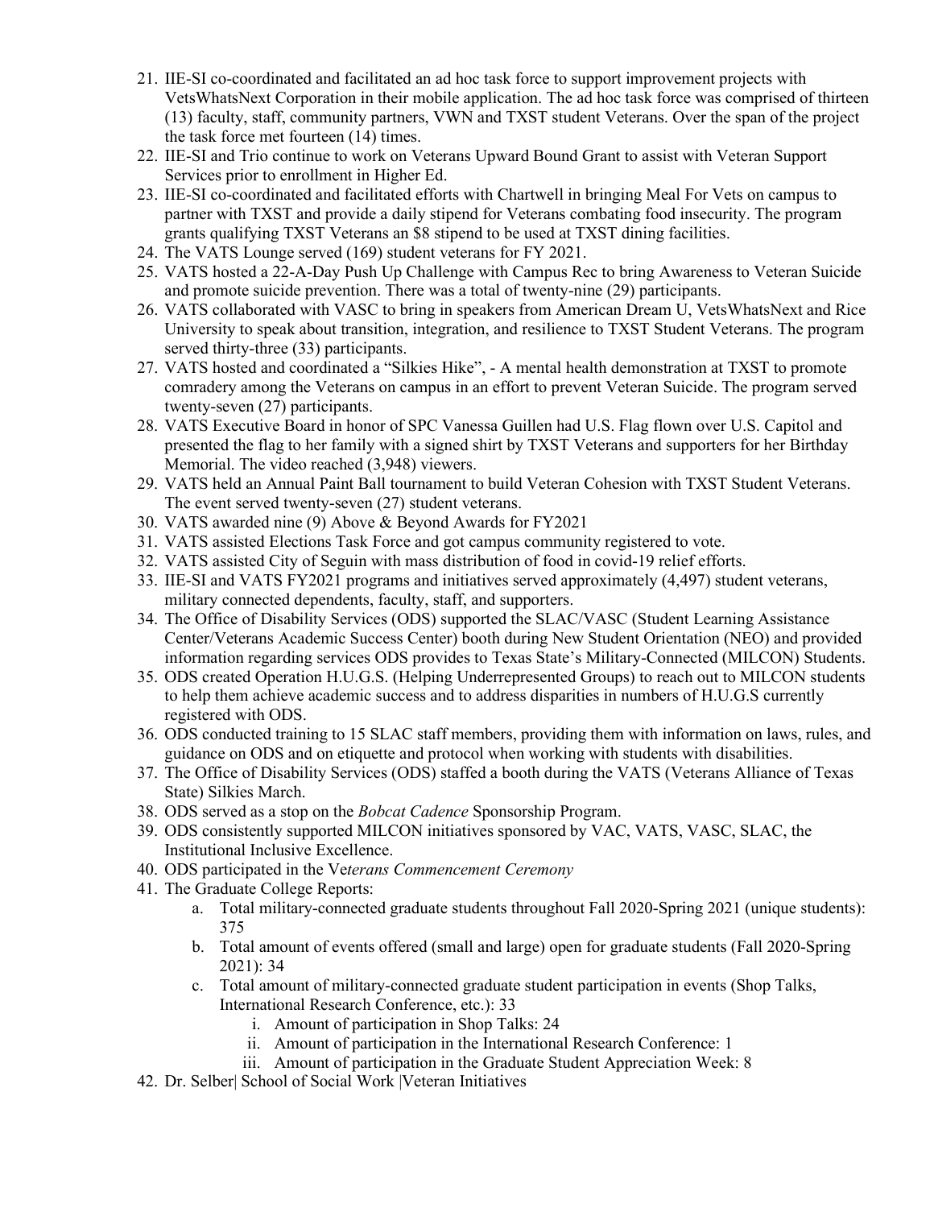21. IIE-SI co-coordinated and facilitated an ad hoc task force to support improvement projects with VetsWhatsNext Corporation in their mobile application. The ad hoc task force was comprised of thirteen (13) faculty, staff, community partners, VWN and TXST student Veterans. Over the span of the project the task force met fourteen (14) times.
22. IIE-SI and Trio continue to work on Veterans Upward Bound Grant to assist with Veteran Support Services prior to enrollment in Higher Ed.
23. IIE-SI co-coordinated and facilitated efforts with Chartwell in bringing Meal For Vets on campus to partner with TXST and provide a daily stipend for Veterans combating food insecurity. The program grants qualifying TXST Veterans an $8 stipend to be used at TXST dining facilities.
24. The VATS Lounge served (169) student veterans for FY 2021.
25. VATS hosted a 22-A-Day Push Up Challenge with Campus Rec to bring Awareness to Veteran Suicide and promote suicide prevention. There was a total of twenty-nine (29) participants.
26. VATS collaborated with VASC to bring in speakers from American Dream U, VetsWhatsNext and Rice University to speak about transition, integration, and resilience to TXST Student Veterans. The program served thirty-three (33) participants.
27. VATS hosted and coordinated a "Silkies Hike", - A mental health demonstration at TXST to promote comradery among the Veterans on campus in an effort to prevent Veteran Suicide. The program served twenty-seven (27) participants.
28. VATS Executive Board in honor of SPC Vanessa Guillen had U.S. Flag flown over U.S. Capitol and presented the flag to her family with a signed shirt by TXST Veterans and supporters for her Birthday Memorial. The video reached (3,948) viewers.
29. VATS held an Annual Paint Ball tournament to build Veteran Cohesion with TXST Student Veterans. The event served twenty-seven (27) student veterans.
30. VATS awarded nine (9) Above & Beyond Awards for FY2021
31. VATS assisted Elections Task Force and got campus community registered to vote.
32. VATS assisted City of Seguin with mass distribution of food in covid-19 relief efforts.
33. IIE-SI and VATS FY2021 programs and initiatives served approximately (4,497) student veterans, military connected dependents, faculty, staff, and supporters.
34. The Office of Disability Services (ODS) supported the SLAC/VASC (Student Learning Assistance Center/Veterans Academic Success Center) booth during New Student Orientation (NEO) and provided information regarding services ODS provides to Texas State's Military-Connected (MILCON) Students.
35. ODS created Operation H.U.G.S. (Helping Underrepresented Groups) to reach out to MILCON students to help them achieve academic success and to address disparities in numbers of H.U.G.S currently registered with ODS.
36. ODS conducted training to 15 SLAC staff members, providing them with information on laws, rules, and guidance on ODS and on etiquette and protocol when working with students with disabilities.
37. The Office of Disability Services (ODS) staffed a booth during the VATS (Veterans Alliance of Texas State) Silkies March.
38. ODS served as a stop on the *Bobcat Cadence* Sponsorship Program.
39. ODS consistently supported MILCON initiatives sponsored by VAC, VATS, VASC, SLAC, the Institutional Inclusive Excellence.
40. ODS participated in the Ve*terans Commencement Ceremony*
41. The Graduate College Reports:
    a. Total military-connected graduate students throughout Fall 2020-Spring 2021 (unique students): 375
    b. Total amount of events offered (small and large) open for graduate students (Fall 2020-Spring 2021): 34
    c. Total amount of military-connected graduate student participation in events (Shop Talks, International Research Conference, etc.): 33
        i. Amount of participation in Shop Talks: 24
        ii. Amount of participation in the International Research Conference: 1
        iii. Amount of participation in the Graduate Student Appreciation Week: 8
42. Dr. Selber| School of Social Work |Veteran Initiatives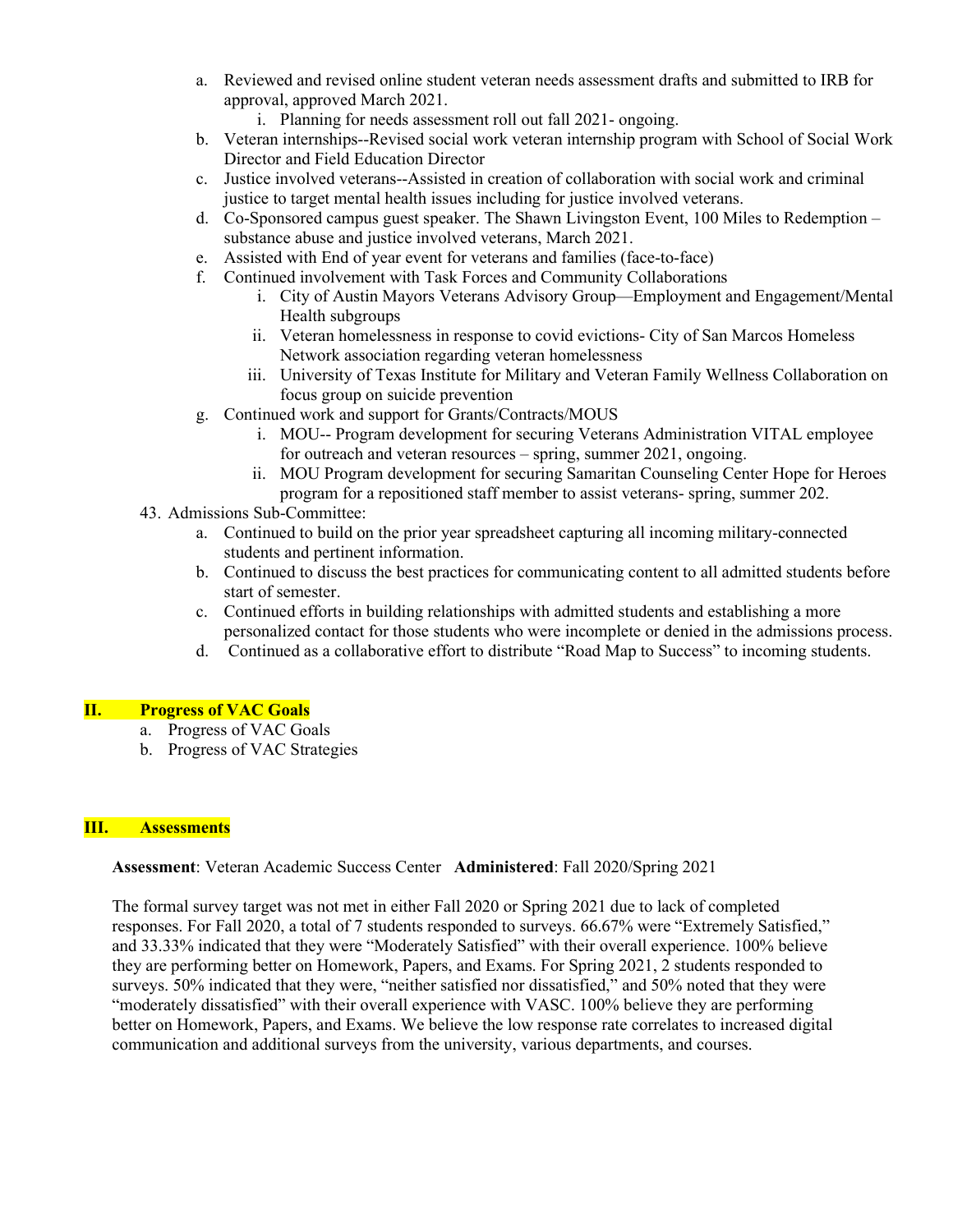a. Reviewed and revised online student veteran needs assessment drafts and submitted to IRB for approval, approved March 2021.
      i. Planning for needs assessment roll out fall 2021- ongoing.
   b. Veteran internships--Revised social work veteran internship program with School of Social Work Director and Field Education Director
   c. Justice involved veterans--Assisted in creation of collaboration with social work and criminal justice to target mental health issues including for justice involved veterans.
   d. Co-Sponsored campus guest speaker. The Shawn Livingston Event, 100 Miles to Redemption – substance abuse and justice involved veterans, March 2021.
   e. Assisted with End of year event for veterans and families (face-to-face)
   f. Continued involvement with Task Forces and Community Collaborations
      i. City of Austin Mayors Veterans Advisory Group—Employment and Engagement/Mental Health subgroups
      ii. Veteran homelessness in response to covid evictions- City of San Marcos Homeless Network association regarding veteran homelessness
      iii. University of Texas Institute for Military and Veteran Family Wellness Collaboration on focus group on suicide prevention
   g. Continued work and support for Grants/Contracts/MOUS
      i. MOU-- Program development for securing Veterans Administration VITAL employee for outreach and veteran resources – spring, summer 2021, ongoing.
      ii. MOU Program development for securing Samaritan Counseling Center Hope for Heroes program for a repositioned staff member to assist veterans- spring, summer 202.

43. Admissions Sub-Committee:
   a. Continued to build on the prior year spreadsheet capturing all incoming military-connected students and pertinent information.
   b. Continued to discuss the best practices for communicating content to all admitted students before start of semester.
   c. Continued efforts in building relationships with admitted students and establishing a more personalized contact for those students who were incomplete or denied in the admissions process.
   d. Continued as a collaborative effort to distribute "Road Map to Success" to incoming students.

## II. Progress of VAC Goals

   a. Progress of VAC Goals
   b. Progress of VAC Strategies

## III. Assessments

**Assessment**: Veteran Academic Success Center **Administered**: Fall 2020/Spring 2021

The formal survey target was not met in either Fall 2020 or Spring 2021 due to lack of completed responses. For Fall 2020, a total of 7 students responded to surveys. 66.67% were "Extremely Satisfied," and 33.33% indicated that they were "Moderately Satisfied" with their overall experience. 100% believe they are performing better on Homework, Papers, and Exams. For Spring 2021, 2 students responded to surveys. 50% indicated that they were, "neither satisfied nor dissatisfied," and 50% noted that they were "moderately dissatisfied" with their overall experience with VASC. 100% believe they are performing better on Homework, Papers, and Exams. We believe the low response rate correlates to increased digital communication and additional surveys from the university, various departments, and courses.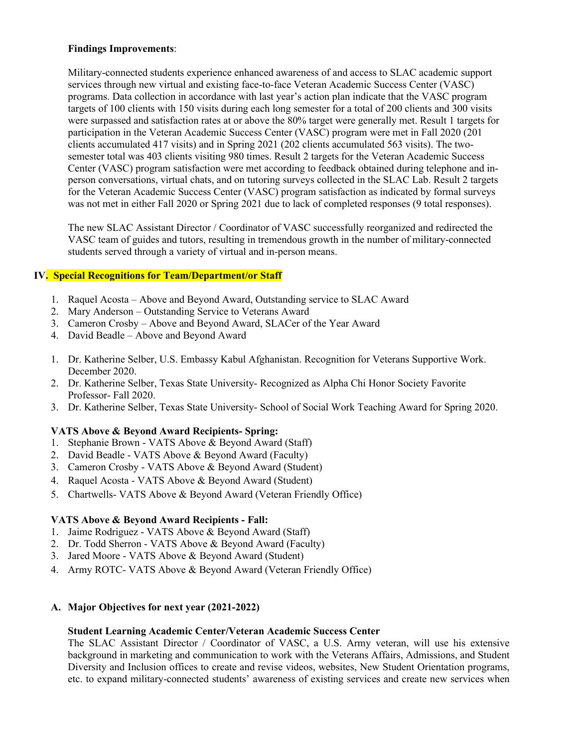**Findings Improvements**:

Military-connected students experience enhanced awareness of and access to SLAC academic support services through new virtual and existing face-to-face Veteran Academic Success Center (VASC) programs. Data collection in accordance with last year's action plan indicate that the VASC program targets of 100 clients with 150 visits during each long semester for a total of 200 clients and 300 visits were surpassed and satisfaction rates at or above the 80% target were generally met. Result 1 targets for participation in the Veteran Academic Success Center (VASC) program were met in Fall 2020 (201 clients accumulated 417 visits) and in Spring 2021 (202 clients accumulated 563 visits). The two-semester total was 403 clients visiting 980 times. Result 2 targets for the Veteran Academic Success Center (VASC) program satisfaction were met according to feedback obtained during telephone and in-person conversations, virtual chats, and on tutoring surveys collected in the SLAC Lab. Result 2 targets for the Veteran Academic Success Center (VASC) program satisfaction as indicated by formal surveys was not met in either Fall 2020 or Spring 2021 due to lack of completed responses (9 total responses).

The new SLAC Assistant Director / Coordinator of VASC successfully reorganized and redirected the VASC team of guides and tutors, resulting in tremendous growth in the number of military-connected students served through a variety of virtual and in-person means.

## IV. Special Recognitions for Team/Department/or Staff

1. Raquel Acosta – Above and Beyond Award, Outstanding service to SLAC Award
2. Mary Anderson – Outstanding Service to Veterans Award
3. Cameron Crosby – Above and Beyond Award, SLACer of the Year Award
4. David Beadle – Above and Beyond Award

1. Dr. Katherine Selber, U.S. Embassy Kabul Afghanistan. Recognition for Veterans Supportive Work. December 2020.
2. Dr. Katherine Selber, Texas State University- Recognized as Alpha Chi Honor Society Favorite Professor- Fall 2020.
3. Dr. Katherine Selber, Texas State University- School of Social Work Teaching Award for Spring 2020.

**VATS Above & Beyond Award Recipients- Spring:**

1. Stephanie Brown - VATS Above & Beyond Award (Staff)
2. David Beadle - VATS Above & Beyond Award (Faculty)
3. Cameron Crosby - VATS Above & Beyond Award (Student)
4. Raquel Acosta - VATS Above & Beyond Award (Student)
5. Chartwells- VATS Above & Beyond Award (Veteran Friendly Office)

**VATS Above & Beyond Award Recipients - Fall:**

1. Jaime Rodriguez - VATS Above & Beyond Award (Staff)
2. Dr. Todd Sherron - VATS Above & Beyond Award (Faculty)
3. Jared Moore - VATS Above & Beyond Award (Student)
4. Army ROTC- VATS Above & Beyond Award (Veteran Friendly Office)

### A. Major Objectives for next year (2021-2022)

**Student Learning Academic Center/Veteran Academic Success Center**

The SLAC Assistant Director / Coordinator of VASC, a U.S. Army veteran, will use his extensive background in marketing and communication to work with the Veterans Affairs, Admissions, and Student Diversity and Inclusion offices to create and revise videos, websites, New Student Orientation programs, etc. to expand military-connected students' awareness of existing services and create new services when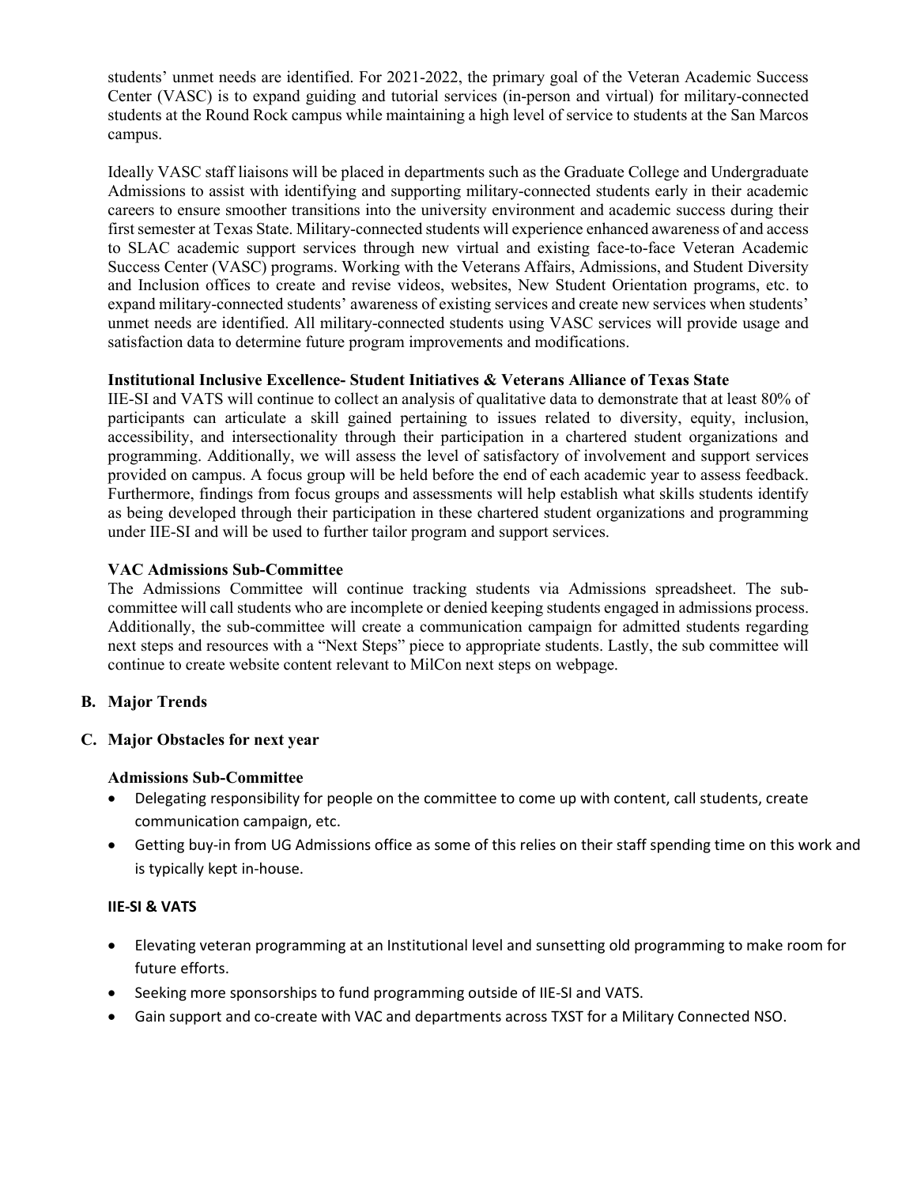students' unmet needs are identified. For 2021-2022, the primary goal of the Veteran Academic Success Center (VASC) is to expand guiding and tutorial services (in-person and virtual) for military-connected students at the Round Rock campus while maintaining a high level of service to students at the San Marcos campus.

Ideally VASC staff liaisons will be placed in departments such as the Graduate College and Undergraduate Admissions to assist with identifying and supporting military-connected students early in their academic careers to ensure smoother transitions into the university environment and academic success during their first semester at Texas State. Military-connected students will experience enhanced awareness of and access to SLAC academic support services through new virtual and existing face-to-face Veteran Academic Success Center (VASC) programs. Working with the Veterans Affairs, Admissions, and Student Diversity and Inclusion offices to create and revise videos, websites, New Student Orientation programs, etc. to expand military-connected students' awareness of existing services and create new services when students' unmet needs are identified. All military-connected students using VASC services will provide usage and satisfaction data to determine future program improvements and modifications.

**Institutional Inclusive Excellence- Student Initiatives & Veterans Alliance of Texas State**

IIE-SI and VATS will continue to collect an analysis of qualitative data to demonstrate that at least 80% of participants can articulate a skill gained pertaining to issues related to diversity, equity, inclusion, accessibility, and intersectionality through their participation in a chartered student organizations and programming. Additionally, we will assess the level of satisfactory of involvement and support services provided on campus. A focus group will be held before the end of each academic year to assess feedback. Furthermore, findings from focus groups and assessments will help establish what skills students identify as being developed through their participation in these chartered student organizations and programming under IIE-SI and will be used to further tailor program and support services.

**VAC Admissions Sub-Committee**

The Admissions Committee will continue tracking students via Admissions spreadsheet. The sub-committee will call students who are incomplete or denied keeping students engaged in admissions process. Additionally, the sub-committee will create a communication campaign for admitted students regarding next steps and resources with a "Next Steps" piece to appropriate students. Lastly, the sub committee will continue to create website content relevant to MilCon next steps on webpage.

### B. Major Trends

### C. Major Obstacles for next year

**Admissions Sub-Committee**

- Delegating responsibility for people on the committee to come up with content, call students, create communication campaign, etc.
- Getting buy-in from UG Admissions office as some of this relies on their staff spending time on this work and is typically kept in-house.

**IIE-SI & VATS**

- Elevating veteran programming at an Institutional level and sunsetting old programming to make room for future efforts.
- Seeking more sponsorships to fund programming outside of IIE-SI and VATS.
- Gain support and co-create with VAC and departments across TXST for a Military Connected NSO.